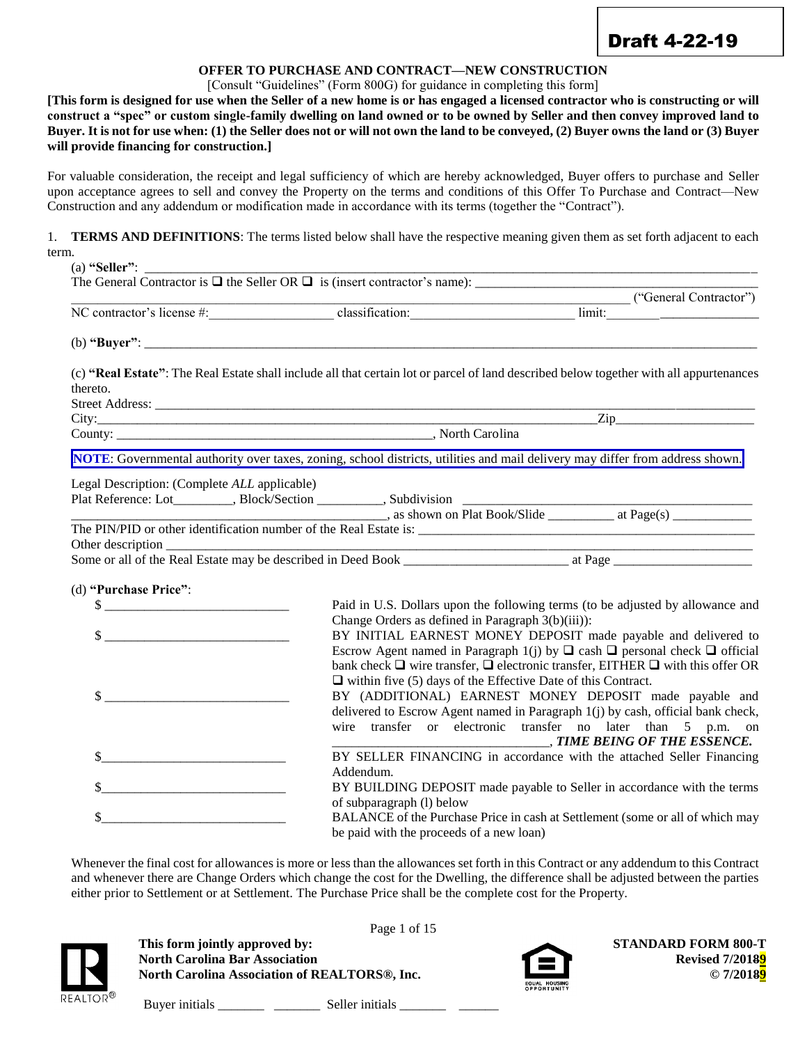Draft 4-22-19

# OFFER TO PURCHASE AND CONTRACT—NEW CONSTRUCTION

[Consult "Guidelines" (Form 800G) for guidance in completing this form]

**[This form is designed for use when the Seller of a new home is or has engaged a licensed contractor who is constructing or will construct a "spec" or custom single-family dwelling on land owned or to be owned by Seller and then convey improved land to Buyer. It is not for use when: (1) the Seller does not or will not own the land to be conveyed, (2) Buyer owns the land or (3) Buyer will provide financing for construction.]**

For valuable consideration, the receipt and legal sufficiency of which are hereby acknowledged, Buyer offers to purchase and Seller upon acceptance agrees to sell and convey the Property on the terms and conditions of this Offer To Purchase and Contract—New Construction and any addendum or modification made in accordance with its terms (together the "Contract").

1. **TERMS AND DEFINITIONS**: The terms listed below shall have the respective meaning given them as set forth adjacent to each term.

(a) **"Seller"**: ______________________________________________________________________________

The General Contractor is ❑ the Seller OR ❑ is (insert contractor's name): ______________________________________ ______________________________________________________________________________ ("General Contractor")

NC contractor's license #:__________________ classification:_______________________ limit:________ _______________

(b) **"Buyer"**: ______________________________________________________________________________

(c) **"Real Estate"**: The Real Estate shall include all that certain lot or parcel of land described below together with all appurtenances thereto.

Street Address: ______________________________________________________________________________

City:__________________________________________________________________________Zip____________________

County: _______________________________________________, North Carolina

**NOTE**: Governmental authority over taxes, zoning, school districts, utilities and mail delivery may differ from address shown.

Legal Description: (Complete *ALL* applicable)

Plat Reference: Lot_________, Block/Section __________, Subdivision ___________________________________________ ________________________________________________, as shown on Plat Book/Slide __________ at Page(s) ____________

The PIN/PID or other identification number of the Real Estate is: ____________________________________________________

Other description ______________________________________________________________________________

Some or all of the Real Estate may be described in Deed Book ________________________ at Page _____________________

(d) **"Purchase Price"**:

| | |
|---|---|
| $ ___________________________ | Paid in U.S. Dollars upon the following terms (to be adjusted by allowance and Change Orders as defined in Paragraph 3(b)(iii)): |
| $ ___________________________ | BY INITIAL EARNEST MONEY DEPOSIT made payable and delivered to Escrow Agent named in Paragraph 1(j) by ❑ cash ❑ personal check ❑ official bank check ❑ wire transfer, ❑ electronic transfer, EITHER ❑ with this offer OR ❑ within five (5) days of the Effective Date of this Contract. |
| $ ___________________________ | BY (ADDITIONAL) EARNEST MONEY DEPOSIT made payable and delivered to Escrow Agent named in Paragraph 1(j) by cash, official bank check, wire transfer or electronic transfer no later than 5 p.m. on ________________________________, ***TIME BEING OF THE ESSENCE.*** |
| $___________________________ | BY SELLER FINANCING in accordance with the attached Seller Financing Addendum. |
| $___________________________ | BY BUILDING DEPOSIT made payable to Seller in accordance with the terms of subparagraph (l) below |
| $___________________________ | BALANCE of the Purchase Price in cash at Settlement (some or all of which may be paid with the proceeds of a new loan) |

Whenever the final cost for allowances is more or less than the allowances set forth in this Contract or any addendum to this Contract and whenever there are Change Orders which change the cost for the Dwelling, the difference shall be adjusted between the parties either prior to Settlement or at Settlement. The Purchase Price shall be the complete cost for the Property.

This form jointly approved by:
North Carolina Bar Association
North Carolina Association of REALTORS®, Inc.

STANDARD FORM 800-T
Revised 7/20189
© 7/20189

Buyer initials _______ _______ Seller initials _______ ______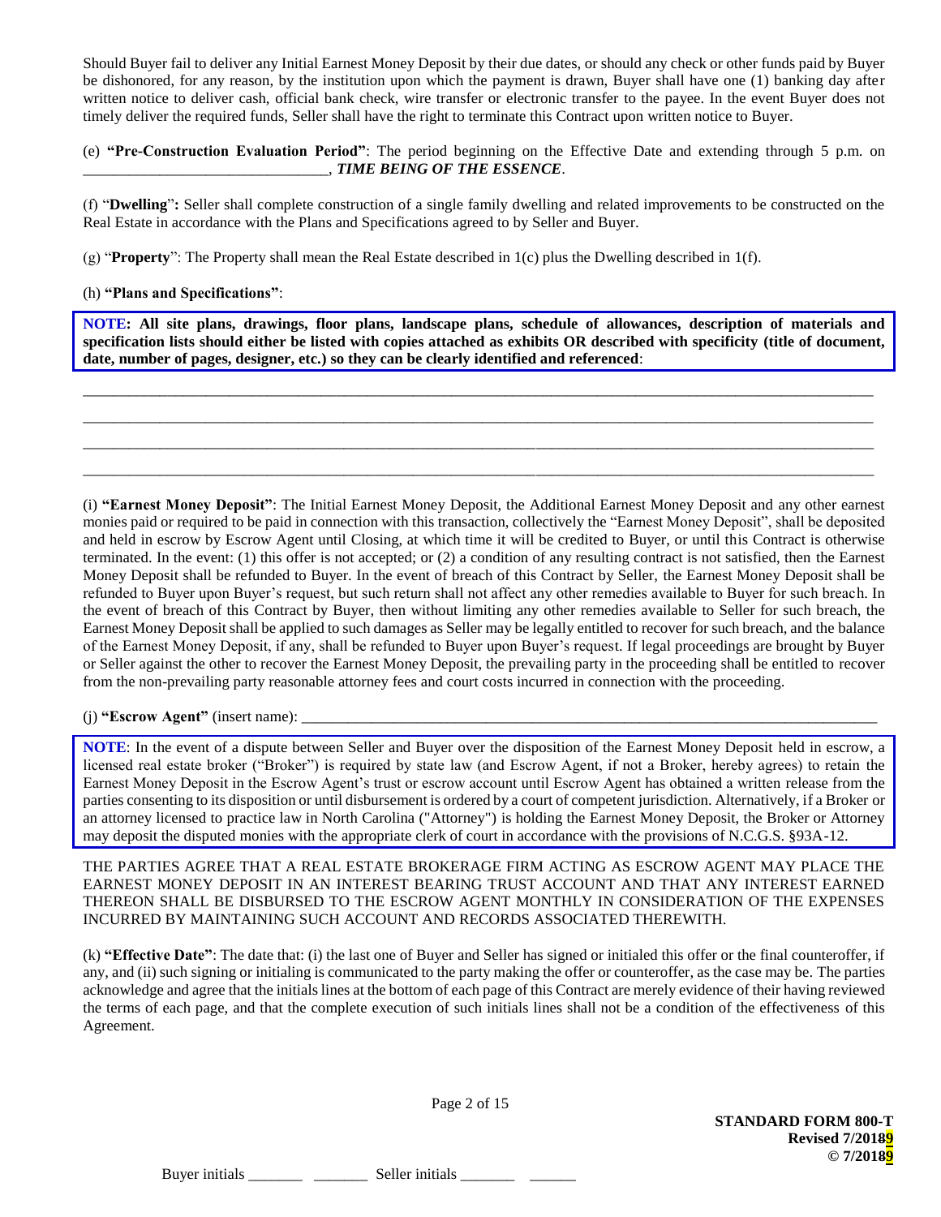Should Buyer fail to deliver any Initial Earnest Money Deposit by their due dates, or should any check or other funds paid by Buyer be dishonored, for any reason, by the institution upon which the payment is drawn, Buyer shall have one (1) banking day after written notice to deliver cash, official bank check, wire transfer or electronic transfer to the payee. In the event Buyer does not timely deliver the required funds, Seller shall have the right to terminate this Contract upon written notice to Buyer.

(e) **"Pre-Construction Evaluation Period"**: The period beginning on the Effective Date and extending through 5 p.m. on _______________________________, ***TIME BEING OF THE ESSENCE***.

(f) "**Dwelling**"**:** Seller shall complete construction of a single family dwelling and related improvements to be constructed on the Real Estate in accordance with the Plans and Specifications agreed to by Seller and Buyer.

(g) "**Property**": The Property shall mean the Real Estate described in 1(c) plus the Dwelling described in 1(f).

(h) **"Plans and Specifications"**:

**NOTE: All site plans, drawings, floor plans, landscape plans, schedule of allowances, description of materials and specification lists should either be listed with copies attached as exhibits OR described with specificity (title of document, date, number of pages, designer, etc.) so they can be clearly identified and referenced**:

_____________________________________________________________________________________________

_____________________________________________________________________________________________

_____________________________________________________________________________________________

_____________________________________________________________________________________________

(i) **"Earnest Money Deposit"**: The Initial Earnest Money Deposit, the Additional Earnest Money Deposit and any other earnest monies paid or required to be paid in connection with this transaction, collectively the "Earnest Money Deposit", shall be deposited and held in escrow by Escrow Agent until Closing, at which time it will be credited to Buyer, or until this Contract is otherwise terminated. In the event: (1) this offer is not accepted; or (2) a condition of any resulting contract is not satisfied, then the Earnest Money Deposit shall be refunded to Buyer. In the event of breach of this Contract by Seller, the Earnest Money Deposit shall be refunded to Buyer upon Buyer's request, but such return shall not affect any other remedies available to Buyer for such breach. In the event of breach of this Contract by Buyer, then without limiting any other remedies available to Seller for such breach, the Earnest Money Deposit shall be applied to such damages as Seller may be legally entitled to recover for such breach, and the balance of the Earnest Money Deposit, if any, shall be refunded to Buyer upon Buyer's request. If legal proceedings are brought by Buyer or Seller against the other to recover the Earnest Money Deposit, the prevailing party in the proceeding shall be entitled to recover from the non-prevailing party reasonable attorney fees and court costs incurred in connection with the proceeding.

(j) **"Escrow Agent"** (insert name): _____________________________________________________________________

**NOTE**: In the event of a dispute between Seller and Buyer over the disposition of the Earnest Money Deposit held in escrow, a licensed real estate broker ("Broker") is required by state law (and Escrow Agent, if not a Broker, hereby agrees) to retain the Earnest Money Deposit in the Escrow Agent's trust or escrow account until Escrow Agent has obtained a written release from the parties consenting to its disposition or until disbursement is ordered by a court of competent jurisdiction. Alternatively, if a Broker or an attorney licensed to practice law in North Carolina ("Attorney") is holding the Earnest Money Deposit, the Broker or Attorney may deposit the disputed monies with the appropriate clerk of court in accordance with the provisions of N.C.G.S. §93A-12.

THE PARTIES AGREE THAT A REAL ESTATE BROKERAGE FIRM ACTING AS ESCROW AGENT MAY PLACE THE EARNEST MONEY DEPOSIT IN AN INTEREST BEARING TRUST ACCOUNT AND THAT ANY INTEREST EARNED THEREON SHALL BE DISBURSED TO THE ESCROW AGENT MONTHLY IN CONSIDERATION OF THE EXPENSES INCURRED BY MAINTAINING SUCH ACCOUNT AND RECORDS ASSOCIATED THEREWITH.

(k) **"Effective Date"**: The date that: (i) the last one of Buyer and Seller has signed or initialed this offer or the final counteroffer, if any, and (ii) such signing or initialing is communicated to the party making the offer or counteroffer, as the case may be. The parties acknowledge and agree that the initials lines at the bottom of each page of this Contract are merely evidence of their having reviewed the terms of each page, and that the complete execution of such initials lines shall not be a condition of the effectiveness of this Agreement.

**STANDARD FORM 800-T**
**Revised 7/20189**
**© 7/20189**

Buyer initials _______ _______ Seller initials _______ ______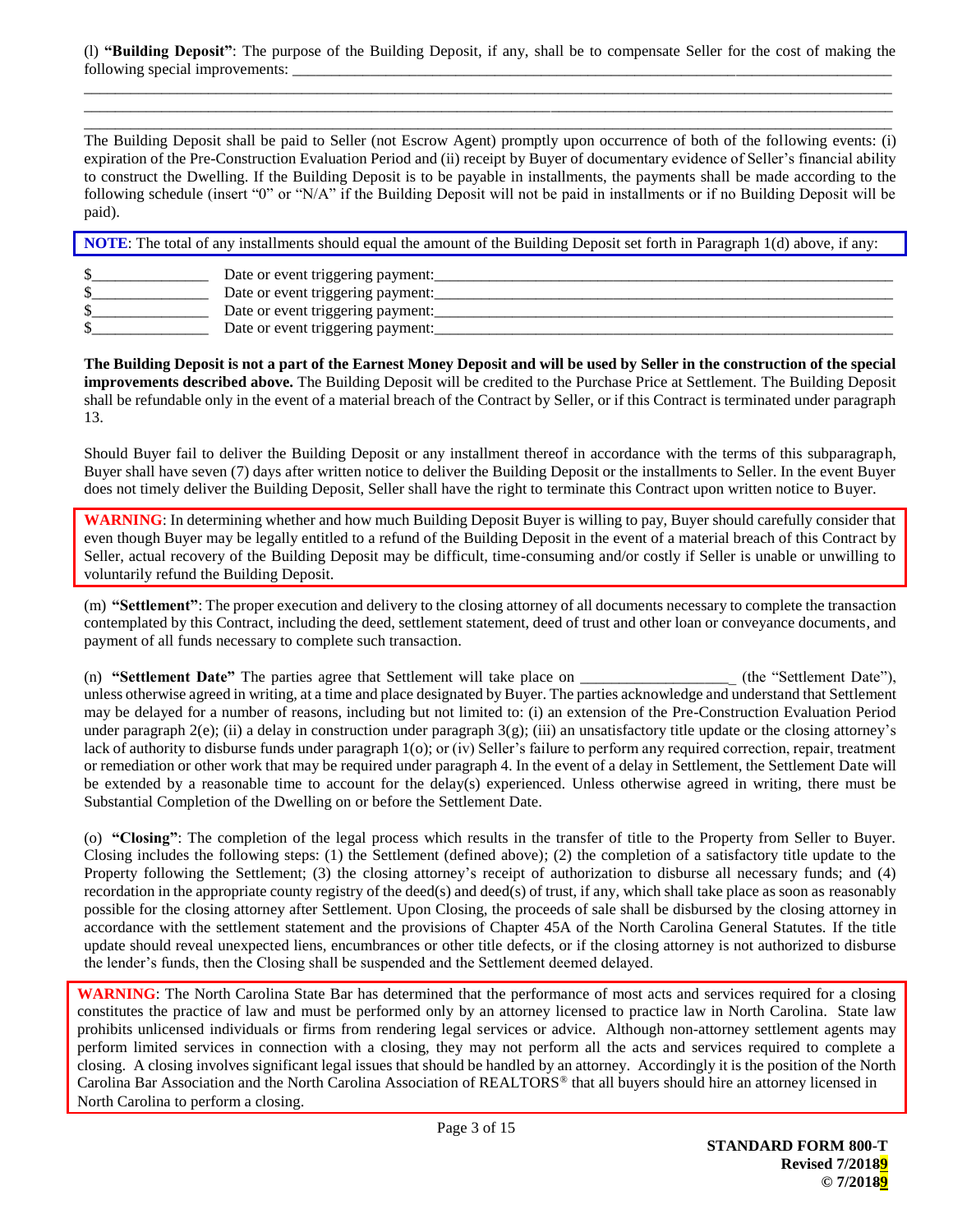(l) **"Building Deposit"**: The purpose of the Building Deposit, if any, shall be to compensate Seller for the cost of making the following special improvements: ______________________________________________________________________________

______________________________________________________________________________________________________

______________________________________________________________________________________________________

______________________________________________________________________________________________________

The Building Deposit shall be paid to Seller (not Escrow Agent) promptly upon occurrence of both of the following events: (i) expiration of the Pre-Construction Evaluation Period and (ii) receipt by Buyer of documentary evidence of Seller's financial ability to construct the Dwelling. If the Building Deposit is to be payable in installments, the payments shall be made according to the following schedule (insert "0" or "N/A" if the Building Deposit will not be paid in installments or if no Building Deposit will be paid).

**NOTE**: The total of any installments should equal the amount of the Building Deposit set forth in Paragraph 1(d) above, if any:

$______________ Date or event triggering payment:_____________________________________________________________

$______________ Date or event triggering payment:_____________________________________________________________

$______________ Date or event triggering payment:_____________________________________________________________

$______________ Date or event triggering payment:_____________________________________________________________

**The Building Deposit is not a part of the Earnest Money Deposit and will be used by Seller in the construction of the special improvements described above.** The Building Deposit will be credited to the Purchase Price at Settlement. The Building Deposit shall be refundable only in the event of a material breach of the Contract by Seller, or if this Contract is terminated under paragraph 13.

Should Buyer fail to deliver the Building Deposit or any installment thereof in accordance with the terms of this subparagraph, Buyer shall have seven (7) days after written notice to deliver the Building Deposit or the installments to Seller. In the event Buyer does not timely deliver the Building Deposit, Seller shall have the right to terminate this Contract upon written notice to Buyer.

**WARNING**: In determining whether and how much Building Deposit Buyer is willing to pay, Buyer should carefully consider that even though Buyer may be legally entitled to a refund of the Building Deposit in the event of a material breach of this Contract by Seller, actual recovery of the Building Deposit may be difficult, time-consuming and/or costly if Seller is unable or unwilling to voluntarily refund the Building Deposit.

(m) **"Settlement"**: The proper execution and delivery to the closing attorney of all documents necessary to complete the transaction contemplated by this Contract, including the deed, settlement statement, deed of trust and other loan or conveyance documents, and payment of all funds necessary to complete such transaction.

(n) **"Settlement Date"** The parties agree that Settlement will take place on ___________________ (the "Settlement Date"), unless otherwise agreed in writing, at a time and place designated by Buyer. The parties acknowledge and understand that Settlement may be delayed for a number of reasons, including but not limited to: (i) an extension of the Pre-Construction Evaluation Period under paragraph 2(e); (ii) a delay in construction under paragraph 3(g); (iii) an unsatisfactory title update or the closing attorney's lack of authority to disburse funds under paragraph 1(o); or (iv) Seller's failure to perform any required correction, repair, treatment or remediation or other work that may be required under paragraph 4. In the event of a delay in Settlement, the Settlement Date will be extended by a reasonable time to account for the delay(s) experienced. Unless otherwise agreed in writing, there must be Substantial Completion of the Dwelling on or before the Settlement Date.

(o) **"Closing"**: The completion of the legal process which results in the transfer of title to the Property from Seller to Buyer. Closing includes the following steps: (1) the Settlement (defined above); (2) the completion of a satisfactory title update to the Property following the Settlement; (3) the closing attorney's receipt of authorization to disburse all necessary funds; and (4) recordation in the appropriate county registry of the deed(s) and deed(s) of trust, if any, which shall take place as soon as reasonably possible for the closing attorney after Settlement. Upon Closing, the proceeds of sale shall be disbursed by the closing attorney in accordance with the settlement statement and the provisions of Chapter 45A of the North Carolina General Statutes. If the title update should reveal unexpected liens, encumbrances or other title defects, or if the closing attorney is not authorized to disburse the lender's funds, then the Closing shall be suspended and the Settlement deemed delayed.

**WARNING**: The North Carolina State Bar has determined that the performance of most acts and services required for a closing constitutes the practice of law and must be performed only by an attorney licensed to practice law in North Carolina. State law prohibits unlicensed individuals or firms from rendering legal services or advice. Although non-attorney settlement agents may perform limited services in connection with a closing, they may not perform all the acts and services required to complete a closing. A closing involves significant legal issues that should be handled by an attorney. Accordingly it is the position of the North Carolina Bar Association and the North Carolina Association of REALTORS® that all buyers should hire an attorney licensed in North Carolina to perform a closing.

**STANDARD FORM 800-T**
**Revised 7/2019**
**© 7/2019**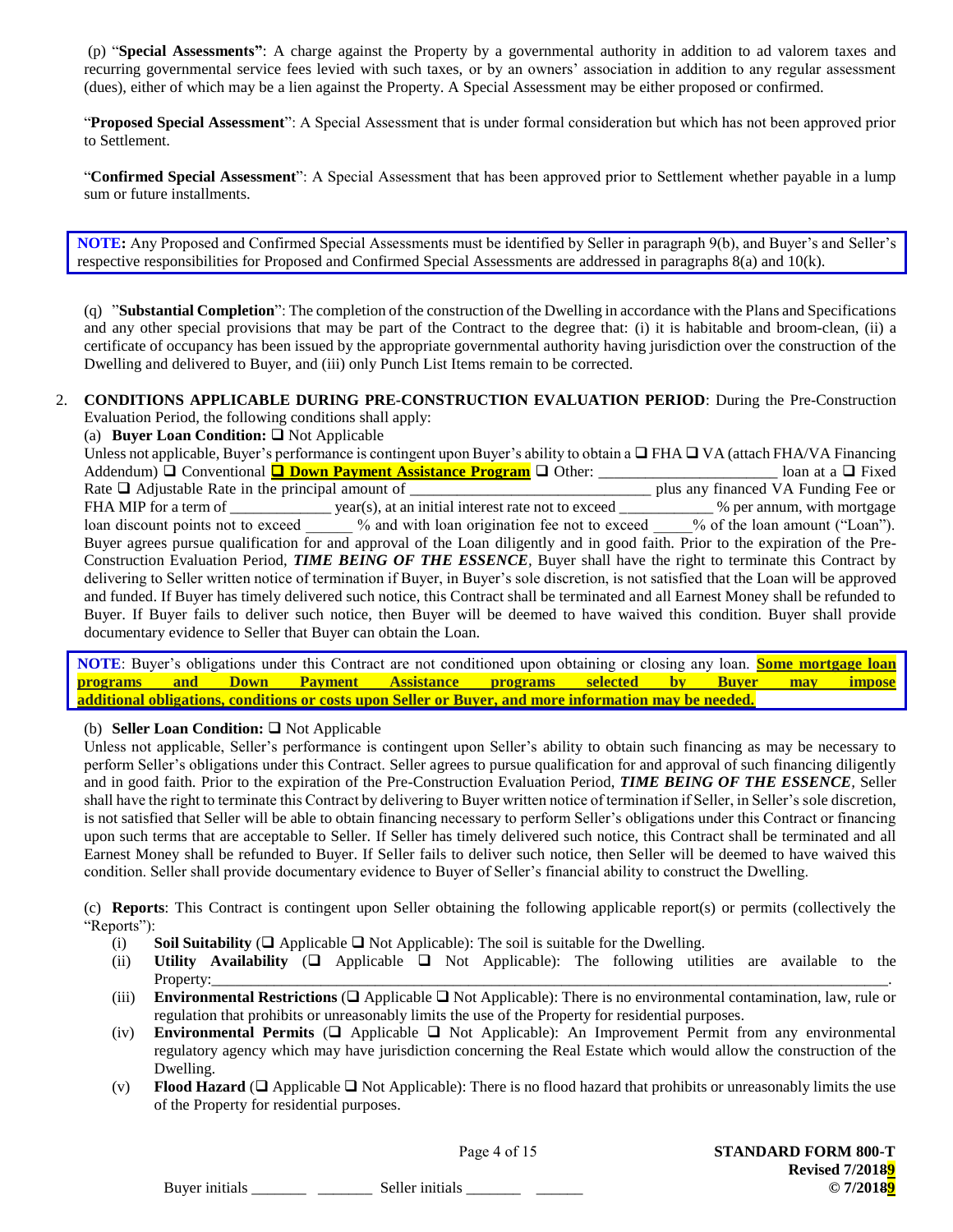(p) "**Special Assessments"**: A charge against the Property by a governmental authority in addition to ad valorem taxes and recurring governmental service fees levied with such taxes, or by an owners' association in addition to any regular assessment (dues), either of which may be a lien against the Property. A Special Assessment may be either proposed or confirmed.

"**Proposed Special Assessment**": A Special Assessment that is under formal consideration but which has not been approved prior to Settlement.

"**Confirmed Special Assessment**": A Special Assessment that has been approved prior to Settlement whether payable in a lump sum or future installments.

> **NOTE:** Any Proposed and Confirmed Special Assessments must be identified by Seller in paragraph 9(b), and Buyer's and Seller's respective responsibilities for Proposed and Confirmed Special Assessments are addressed in paragraphs 8(a) and 10(k).

(q) "**Substantial Completion**": The completion of the construction of the Dwelling in accordance with the Plans and Specifications and any other special provisions that may be part of the Contract to the degree that: (i) it is habitable and broom-clean, (ii) a certificate of occupancy has been issued by the appropriate governmental authority having jurisdiction over the construction of the Dwelling and delivered to Buyer, and (iii) only Punch List Items remain to be corrected.

2. **CONDITIONS APPLICABLE DURING PRE-CONSTRUCTION EVALUATION PERIOD**: During the Pre-Construction Evaluation Period, the following conditions shall apply:

(a) **Buyer Loan Condition:** ❑ Not Applicable
Unless not applicable, Buyer's performance is contingent upon Buyer's ability to obtain a ❑ FHA ❑ VA (attach FHA/VA Financing Addendum) ❑ Conventional **❑ Down Payment Assistance Program** ❑ Other: ______________________ loan at a ❑ Fixed Rate ❑ Adjustable Rate in the principal amount of ______________________________ plus any financed VA Funding Fee or FHA MIP for a term of ____________ year(s), at an initial interest rate not to exceed ___________ % per annum, with mortgage loan discount points not to exceed ______ % and with loan origination fee not to exceed _____% of the loan amount ("Loan"). Buyer agrees pursue qualification for and approval of the Loan diligently and in good faith. Prior to the expiration of the Pre-Construction Evaluation Period, ***TIME BEING OF THE ESSENCE***, Buyer shall have the right to terminate this Contract by delivering to Seller written notice of termination if Buyer, in Buyer's sole discretion, is not satisfied that the Loan will be approved and funded. If Buyer has timely delivered such notice, this Contract shall be terminated and all Earnest Money shall be refunded to Buyer. If Buyer fails to deliver such notice, then Buyer will be deemed to have waived this condition. Buyer shall provide documentary evidence to Seller that Buyer can obtain the Loan.

> **NOTE**: Buyer's obligations under this Contract are not conditioned upon obtaining or closing any loan. **Some mortgage loan programs and Down Payment Assistance programs selected by Buyer may impose additional obligations, conditions or costs upon Seller or Buyer, and more information may be needed.**

(b) **Seller Loan Condition:** ❑ Not Applicable
Unless not applicable, Seller's performance is contingent upon Seller's ability to obtain such financing as may be necessary to perform Seller's obligations under this Contract. Seller agrees to pursue qualification for and approval of such financing diligently and in good faith. Prior to the expiration of the Pre-Construction Evaluation Period, ***TIME BEING OF THE ESSENCE***, Seller shall have the right to terminate this Contract by delivering to Buyer written notice of termination if Seller, in Seller's sole discretion, is not satisfied that Seller will be able to obtain financing necessary to perform Seller's obligations under this Contract or financing upon such terms that are acceptable to Seller. If Seller has timely delivered such notice, this Contract shall be terminated and all Earnest Money shall be refunded to Buyer. If Seller fails to deliver such notice, then Seller will be deemed to have waived this condition. Seller shall provide documentary evidence to Buyer of Seller's financial ability to construct the Dwelling.

(c) **Reports**: This Contract is contingent upon Seller obtaining the following applicable report(s) or permits (collectively the "Reports"):

(i) **Soil Suitability** (❑ Applicable ❑ Not Applicable): The soil is suitable for the Dwelling.

(ii) **Utility Availability** (❑ Applicable ❑ Not Applicable): The following utilities are available to the Property:_____________________________________________________________________________.

(iii) **Environmental Restrictions** (❑ Applicable ❑ Not Applicable): There is no environmental contamination, law, rule or regulation that prohibits or unreasonably limits the use of the Property for residential purposes.

(iv) **Environmental Permits** (❑ Applicable ❑ Not Applicable): An Improvement Permit from any environmental regulatory agency which may have jurisdiction concerning the Real Estate which would allow the construction of the Dwelling.

(v) **Flood Hazard** (❑ Applicable ❑ Not Applicable): There is no flood hazard that prohibits or unreasonably limits the use of the Property for residential purposes.

Buyer initials _______ _______ Seller initials _______ ______

**STANDARD FORM 800-T**
**Revised 7/20189**
**© 7/20189**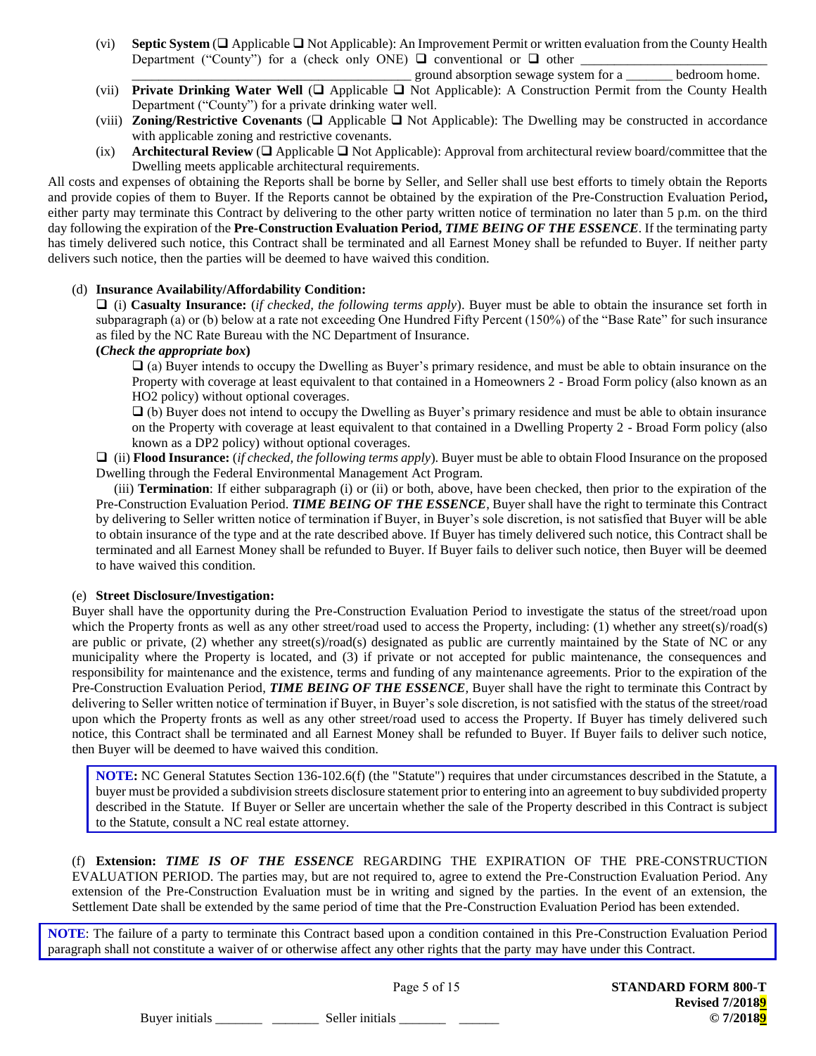(vi) **Septic System** (❑ Applicable ❑ Not Applicable): An Improvement Permit or written evaluation from the County Health Department ("County") for a (check only ONE) ❑ conventional or ❑ other \_\_\_\_\_\_\_\_\_\_\_\_\_\_\_\_\_\_\_\_\_\_\_\_\_\_\_\_\_\_\_\_\_\_\_\_\_\_\_\_\_\_\_\_\_\_\_\_\_\_\_\_\_\_\_\_\_\_\_\_\_\_\_\_\_\_\_\_\_\_ ground absorption sewage system for a \_\_\_\_\_\_\_ bedroom home.

(vii) **Private Drinking Water Well** (❑ Applicable ❑ Not Applicable): A Construction Permit from the County Health Department ("County") for a private drinking water well.

(viii) **Zoning/Restrictive Covenants** (❑ Applicable ❑ Not Applicable): The Dwelling may be constructed in accordance with applicable zoning and restrictive covenants.

(ix) **Architectural Review** (❑ Applicable ❑ Not Applicable): Approval from architectural review board/committee that the Dwelling meets applicable architectural requirements.

All costs and expenses of obtaining the Reports shall be borne by Seller, and Seller shall use best efforts to timely obtain the Reports and provide copies of them to Buyer. If the Reports cannot be obtained by the expiration of the Pre-Construction Evaluation Period**,** either party may terminate this Contract by delivering to the other party written notice of termination no later than 5 p.m. on the third day following the expiration of the **Pre-Construction Evaluation Period,** ***TIME BEING OF THE ESSENCE***. If the terminating party has timely delivered such notice, this Contract shall be terminated and all Earnest Money shall be refunded to Buyer. If neither party delivers such notice, then the parties will be deemed to have waived this condition.

(d) **Insurance Availability/Affordability Condition:**

❑ (i) **Casualty Insurance:** (*if checked, the following terms apply*). Buyer must be able to obtain the insurance set forth in subparagraph (a) or (b) below at a rate not exceeding One Hundred Fifty Percent (150%) of the "Base Rate" for such insurance as filed by the NC Rate Bureau with the NC Department of Insurance.

**(*Check the appropriate box*)**

❑ (a) Buyer intends to occupy the Dwelling as Buyer's primary residence, and must be able to obtain insurance on the Property with coverage at least equivalent to that contained in a Homeowners 2 - Broad Form policy (also known as an HO2 policy) without optional coverages.

❑ (b) Buyer does not intend to occupy the Dwelling as Buyer's primary residence and must be able to obtain insurance on the Property with coverage at least equivalent to that contained in a Dwelling Property 2 - Broad Form policy (also known as a DP2 policy) without optional coverages.

❑ (ii) **Flood Insurance:** (*if checked, the following terms apply*). Buyer must be able to obtain Flood Insurance on the proposed Dwelling through the Federal Environmental Management Act Program.

(iii) **Termination**: If either subparagraph (i) or (ii) or both, above, have been checked, then prior to the expiration of the Pre-Construction Evaluation Period. ***TIME BEING OF THE ESSENCE***, Buyer shall have the right to terminate this Contract by delivering to Seller written notice of termination if Buyer, in Buyer's sole discretion, is not satisfied that Buyer will be able to obtain insurance of the type and at the rate described above. If Buyer has timely delivered such notice, this Contract shall be terminated and all Earnest Money shall be refunded to Buyer. If Buyer fails to deliver such notice, then Buyer will be deemed to have waived this condition.

(e) **Street Disclosure/Investigation:**

Buyer shall have the opportunity during the Pre-Construction Evaluation Period to investigate the status of the street/road upon which the Property fronts as well as any other street/road used to access the Property, including: (1) whether any street(s)/road(s) are public or private, (2) whether any street(s)/road(s) designated as public are currently maintained by the State of NC or any municipality where the Property is located, and (3) if private or not accepted for public maintenance, the consequences and responsibility for maintenance and the existence, terms and funding of any maintenance agreements. Prior to the expiration of the Pre-Construction Evaluation Period, ***TIME BEING OF THE ESSENCE***, Buyer shall have the right to terminate this Contract by delivering to Seller written notice of termination if Buyer, in Buyer's sole discretion, is not satisfied with the status of the street/road upon which the Property fronts as well as any other street/road used to access the Property. If Buyer has timely delivered such notice, this Contract shall be terminated and all Earnest Money shall be refunded to Buyer. If Buyer fails to deliver such notice, then Buyer will be deemed to have waived this condition.

> **NOTE:** NC General Statutes Section 136-102.6(f) (the "Statute") requires that under circumstances described in the Statute, a buyer must be provided a subdivision streets disclosure statement prior to entering into an agreement to buy subdivided property described in the Statute. If Buyer or Seller are uncertain whether the sale of the Property described in this Contract is subject to the Statute, consult a NC real estate attorney.

(f) **Extension:** ***TIME IS OF THE ESSENCE*** REGARDING THE EXPIRATION OF THE PRE-CONSTRUCTION EVALUATION PERIOD. The parties may, but are not required to, agree to extend the Pre-Construction Evaluation Period. Any extension of the Pre-Construction Evaluation must be in writing and signed by the parties. In the event of an extension, the Settlement Date shall be extended by the same period of time that the Pre-Construction Evaluation Period has been extended.

> **NOTE**: The failure of a party to terminate this Contract based upon a condition contained in this Pre-Construction Evaluation Period paragraph shall not constitute a waiver of or otherwise affect any other rights that the party may have under this Contract.

**STANDARD FORM 800-T**
**Revised 7/2018**
**© 7/2018**

Buyer initials \_\_\_\_\_\_\_ \_\_\_\_\_\_\_ Seller initials \_\_\_\_\_\_\_ \_\_\_\_\_\_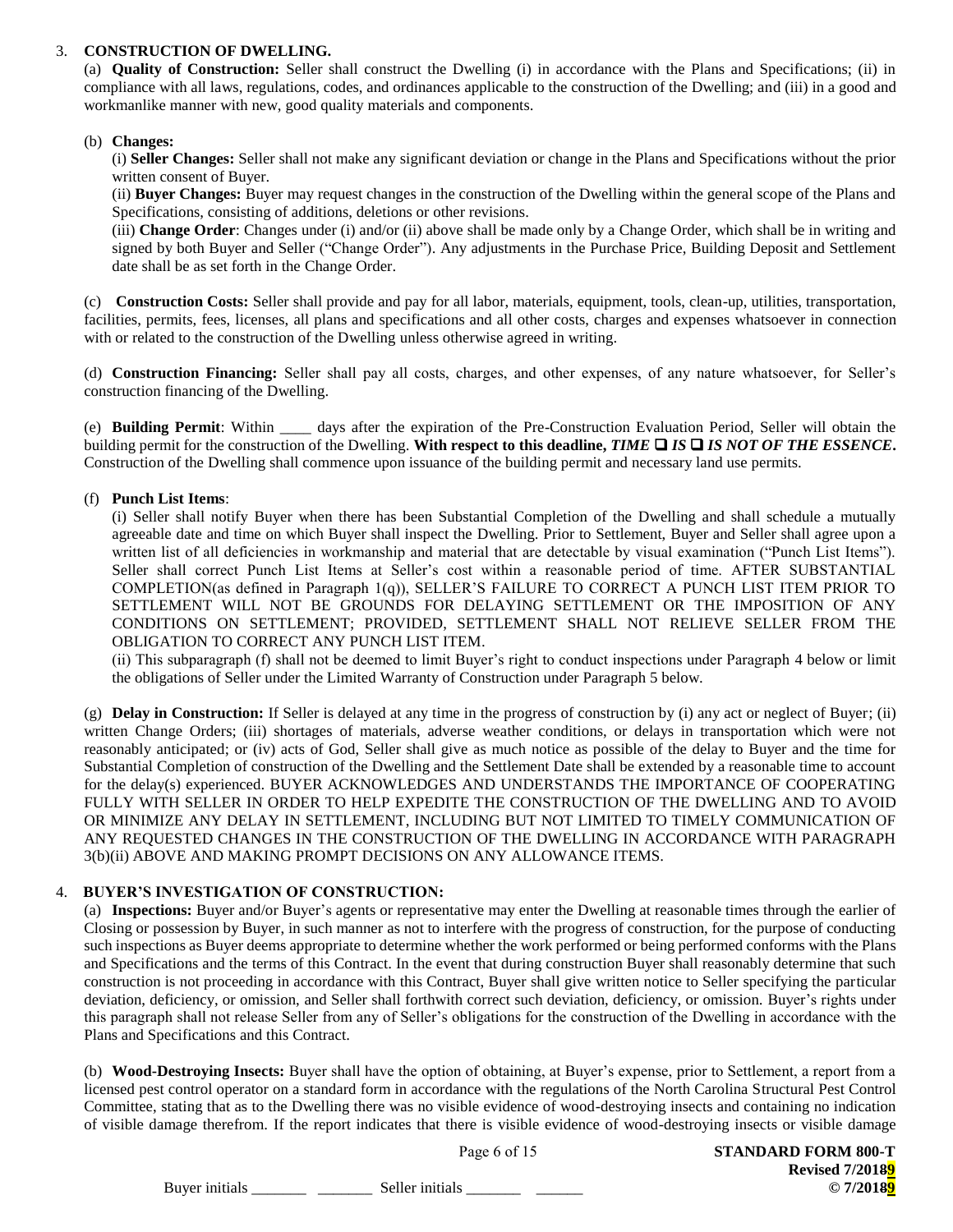3. **CONSTRUCTION OF DWELLING.**

(a) **Quality of Construction:** Seller shall construct the Dwelling (i) in accordance with the Plans and Specifications; (ii) in compliance with all laws, regulations, codes, and ordinances applicable to the construction of the Dwelling; and (iii) in a good and workmanlike manner with new, good quality materials and components.

(b) **Changes:**

(i) **Seller Changes:** Seller shall not make any significant deviation or change in the Plans and Specifications without the prior written consent of Buyer.

(ii) **Buyer Changes:** Buyer may request changes in the construction of the Dwelling within the general scope of the Plans and Specifications, consisting of additions, deletions or other revisions.

(iii) **Change Order**: Changes under (i) and/or (ii) above shall be made only by a Change Order, which shall be in writing and signed by both Buyer and Seller ("Change Order"). Any adjustments in the Purchase Price, Building Deposit and Settlement date shall be as set forth in the Change Order.

(c) **Construction Costs:** Seller shall provide and pay for all labor, materials, equipment, tools, clean-up, utilities, transportation, facilities, permits, fees, licenses, all plans and specifications and all other costs, charges and expenses whatsoever in connection with or related to the construction of the Dwelling unless otherwise agreed in writing.

(d) **Construction Financing:** Seller shall pay all costs, charges, and other expenses, of any nature whatsoever, for Seller's construction financing of the Dwelling.

(e) **Building Permit**: Within ____ days after the expiration of the Pre-Construction Evaluation Period, Seller will obtain the building permit for the construction of the Dwelling. **With respect to this deadline,** ***TIME*** ❑ ***IS*** ❑ ***IS NOT OF THE ESSENCE*****.** Construction of the Dwelling shall commence upon issuance of the building permit and necessary land use permits.

(f) **Punch List Items**:

(i) Seller shall notify Buyer when there has been Substantial Completion of the Dwelling and shall schedule a mutually agreeable date and time on which Buyer shall inspect the Dwelling. Prior to Settlement, Buyer and Seller shall agree upon a written list of all deficiencies in workmanship and material that are detectable by visual examination ("Punch List Items"). Seller shall correct Punch List Items at Seller's cost within a reasonable period of time. AFTER SUBSTANTIAL COMPLETION(as defined in Paragraph 1(q)), SELLER'S FAILURE TO CORRECT A PUNCH LIST ITEM PRIOR TO SETTLEMENT WILL NOT BE GROUNDS FOR DELAYING SETTLEMENT OR THE IMPOSITION OF ANY CONDITIONS ON SETTLEMENT; PROVIDED, SETTLEMENT SHALL NOT RELIEVE SELLER FROM THE OBLIGATION TO CORRECT ANY PUNCH LIST ITEM.

(ii) This subparagraph (f) shall not be deemed to limit Buyer's right to conduct inspections under Paragraph 4 below or limit the obligations of Seller under the Limited Warranty of Construction under Paragraph 5 below.

(g) **Delay in Construction:** If Seller is delayed at any time in the progress of construction by (i) any act or neglect of Buyer; (ii) written Change Orders; (iii) shortages of materials, adverse weather conditions, or delays in transportation which were not reasonably anticipated; or (iv) acts of God, Seller shall give as much notice as possible of the delay to Buyer and the time for Substantial Completion of construction of the Dwelling and the Settlement Date shall be extended by a reasonable time to account for the delay(s) experienced. BUYER ACKNOWLEDGES AND UNDERSTANDS THE IMPORTANCE OF COOPERATING FULLY WITH SELLER IN ORDER TO HELP EXPEDITE THE CONSTRUCTION OF THE DWELLING AND TO AVOID OR MINIMIZE ANY DELAY IN SETTLEMENT, INCLUDING BUT NOT LIMITED TO TIMELY COMMUNICATION OF ANY REQUESTED CHANGES IN THE CONSTRUCTION OF THE DWELLING IN ACCORDANCE WITH PARAGRAPH 3(b)(ii) ABOVE AND MAKING PROMPT DECISIONS ON ANY ALLOWANCE ITEMS.

4. **BUYER'S INVESTIGATION OF CONSTRUCTION:**

(a) **Inspections:** Buyer and/or Buyer's agents or representative may enter the Dwelling at reasonable times through the earlier of Closing or possession by Buyer, in such manner as not to interfere with the progress of construction, for the purpose of conducting such inspections as Buyer deems appropriate to determine whether the work performed or being performed conforms with the Plans and Specifications and the terms of this Contract. In the event that during construction Buyer shall reasonably determine that such construction is not proceeding in accordance with this Contract, Buyer shall give written notice to Seller specifying the particular deviation, deficiency, or omission, and Seller shall forthwith correct such deviation, deficiency, or omission. Buyer's rights under this paragraph shall not release Seller from any of Seller's obligations for the construction of the Dwelling in accordance with the Plans and Specifications and this Contract.

(b) **Wood-Destroying Insects:** Buyer shall have the option of obtaining, at Buyer's expense, prior to Settlement, a report from a licensed pest control operator on a standard form in accordance with the regulations of the North Carolina Structural Pest Control Committee, stating that as to the Dwelling there was no visible evidence of wood-destroying insects and containing no indication of visible damage therefrom. If the report indicates that there is visible evidence of wood-destroying insects or visible damage

Buyer initials _______ _______ Seller initials _______ ______

**STANDARD FORM 800-T**
**Revised 7/20189**
**© 7/20189**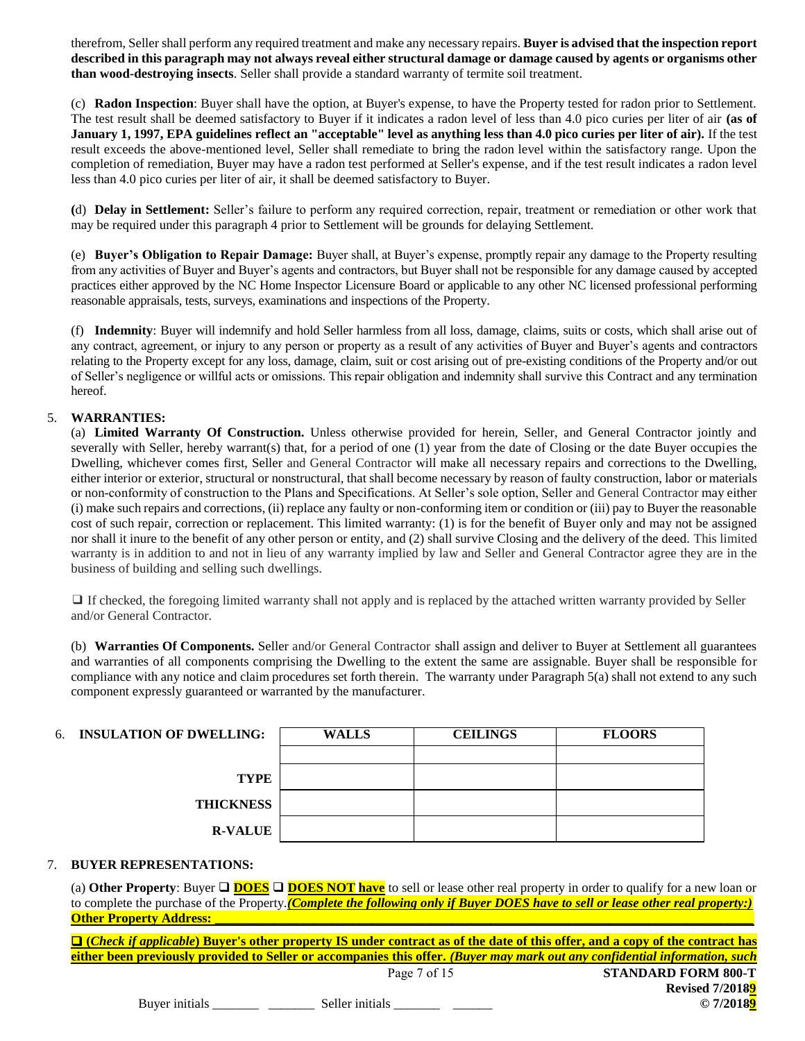therefrom, Seller shall perform any required treatment and make any necessary repairs. **Buyer is advised that the inspection report described in this paragraph may not always reveal either structural damage or damage caused by agents or organisms other than wood-destroying insects**. Seller shall provide a standard warranty of termite soil treatment.

(c) **Radon Inspection**: Buyer shall have the option, at Buyer's expense, to have the Property tested for radon prior to Settlement. The test result shall be deemed satisfactory to Buyer if it indicates a radon level of less than 4.0 pico curies per liter of air **(as of January 1, 1997, EPA guidelines reflect an "acceptable" level as anything less than 4.0 pico curies per liter of air).** If the test result exceeds the above-mentioned level, Seller shall remediate to bring the radon level within the satisfactory range. Upon the completion of remediation, Buyer may have a radon test performed at Seller's expense, and if the test result indicates a radon level less than 4.0 pico curies per liter of air, it shall be deemed satisfactory to Buyer.

**(**d) **Delay in Settlement:** Seller's failure to perform any required correction, repair, treatment or remediation or other work that may be required under this paragraph 4 prior to Settlement will be grounds for delaying Settlement.

(e) **Buyer's Obligation to Repair Damage:** Buyer shall, at Buyer's expense, promptly repair any damage to the Property resulting from any activities of Buyer and Buyer's agents and contractors, but Buyer shall not be responsible for any damage caused by accepted practices either approved by the NC Home Inspector Licensure Board or applicable to any other NC licensed professional performing reasonable appraisals, tests, surveys, examinations and inspections of the Property.

(f) **Indemnity**: Buyer will indemnify and hold Seller harmless from all loss, damage, claims, suits or costs, which shall arise out of any contract, agreement, or injury to any person or property as a result of any activities of Buyer and Buyer's agents and contractors relating to the Property except for any loss, damage, claim, suit or cost arising out of pre-existing conditions of the Property and/or out of Seller's negligence or willful acts or omissions. This repair obligation and indemnity shall survive this Contract and any termination hereof.

5. **WARRANTIES:**

(a) **Limited Warranty Of Construction.** Unless otherwise provided for herein, Seller, and General Contractor jointly and severally with Seller, hereby warrant(s) that, for a period of one (1) year from the date of Closing or the date Buyer occupies the Dwelling, whichever comes first, Seller and General Contractor will make all necessary repairs and corrections to the Dwelling, either interior or exterior, structural or nonstructural, that shall become necessary by reason of faulty construction, labor or materials or non-conformity of construction to the Plans and Specifications. At Seller's sole option, Seller and General Contractor may either (i) make such repairs and corrections, (ii) replace any faulty or non-conforming item or condition or (iii) pay to Buyer the reasonable cost of such repair, correction or replacement. This limited warranty: (1) is for the benefit of Buyer only and may not be assigned nor shall it inure to the benefit of any other person or entity, and (2) shall survive Closing and the delivery of the deed. This limited warranty is in addition to and not in lieu of any warranty implied by law and Seller and General Contractor agree they are in the business of building and selling such dwellings.

❑ If checked, the foregoing limited warranty shall not apply and is replaced by the attached written warranty provided by Seller and/or General Contractor.

(b) **Warranties Of Components.** Seller and/or General Contractor shall assign and deliver to Buyer at Settlement all guarantees and warranties of all components comprising the Dwelling to the extent the same are assignable. Buyer shall be responsible for compliance with any notice and claim procedures set forth therein. The warranty under Paragraph 5(a) shall not extend to any such component expressly guaranteed or warranted by the manufacturer.

6. **INSULATION OF DWELLING:**

| | WALLS | CEILINGS | FLOORS |
|---|---|---|---|
| | | | |
| **TYPE** | | | |
| **THICKNESS** | | | |
| **R-VALUE** | | | |

7. **BUYER REPRESENTATIONS:**

(a) **Other Property**: Buyer ❑ **DOES** ❑ **DOES NOT have** to sell or lease other real property in order to qualify for a new loan or to complete the purchase of the Property. ***(Complete the following only if Buyer DOES have to sell or lease other real property:)***
**Other Property Address: \_\_\_\_\_\_\_\_\_\_\_\_\_\_\_\_\_\_\_\_\_\_\_\_\_\_\_\_\_\_\_\_\_\_\_\_\_\_\_\_\_\_\_\_\_\_\_\_\_\_\_\_\_\_\_\_\_\_\_\_\_\_\_\_\_\_\_\_\_\_**

❑ **(*Check if applicable*) Buyer's other property IS under contract as of the date of this offer, and a copy of the contract has either been previously provided to Seller or accompanies this offer. *(Buyer may mark out any confidential information, such***

Buyer initials \_\_\_\_\_\_\_ \_\_\_\_\_\_\_ Seller initials \_\_\_\_\_\_\_ \_\_\_\_\_\_

**STANDARD FORM 800-T**
**Revised 7/20189**
**© 7/20189**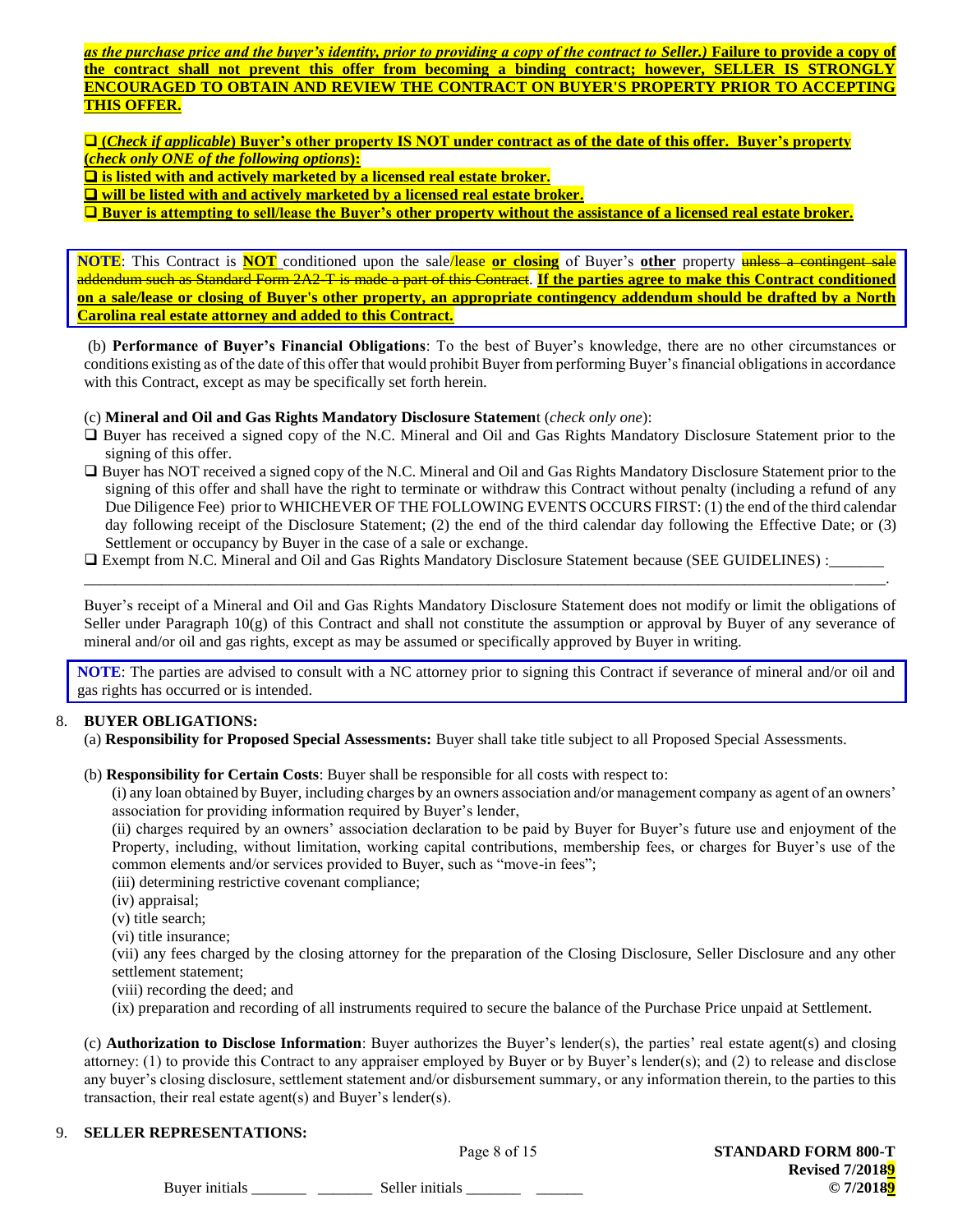***as the purchase price and the buyer's identity, prior to providing a copy of the contract to Seller.)* Failure to provide a copy of the contract shall not prevent this offer from becoming a binding contract; however, SELLER IS STRONGLY ENCOURAGED TO OBTAIN AND REVIEW THE CONTRACT ON BUYER'S PROPERTY PRIOR TO ACCEPTING THIS OFFER.**

❑ **(*Check if applicable*) Buyer's other property IS NOT under contract as of the date of this offer. Buyer's property (*check only ONE of the following options*):**
❑ **is listed with and actively marketed by a licensed real estate broker.**
❑ **will be listed with and actively marketed by a licensed real estate broker.**
❑ **Buyer is attempting to sell/lease the Buyer's other property without the assistance of a licensed real estate broker.**

> **NOTE**: This Contract is **NOT** conditioned upon the sale/lease **or closing** of Buyer's **other** property ~~unless a contingent sale addendum such as Standard Form 2A2-T is made a part of this Contract~~. **If the parties agree to make this Contract conditioned on a sale/lease or closing of Buyer's other property, an appropriate contingency addendum should be drafted by a North Carolina real estate attorney and added to this Contract.**

(b) **Performance of Buyer's Financial Obligations**: To the best of Buyer's knowledge, there are no other circumstances or conditions existing as of the date of this offer that would prohibit Buyer from performing Buyer's financial obligations in accordance with this Contract, except as may be specifically set forth herein.

(c) **Mineral and Oil and Gas Rights Mandatory Disclosure Statemen**t (*check only one*):

❑ Buyer has received a signed copy of the N.C. Mineral and Oil and Gas Rights Mandatory Disclosure Statement prior to the signing of this offer.

❑ Buyer has NOT received a signed copy of the N.C. Mineral and Oil and Gas Rights Mandatory Disclosure Statement prior to the signing of this offer and shall have the right to terminate or withdraw this Contract without penalty (including a refund of any Due Diligence Fee) prior to WHICHEVER OF THE FOLLOWING EVENTS OCCURS FIRST: (1) the end of the third calendar day following receipt of the Disclosure Statement; (2) the end of the third calendar day following the Effective Date; or (3) Settlement or occupancy by Buyer in the case of a sale or exchange.

❑ Exempt from N.C. Mineral and Oil and Gas Rights Mandatory Disclosure Statement because (SEE GUIDELINES) :_______
_____________________________________________________________________________________________________.

Buyer's receipt of a Mineral and Oil and Gas Rights Mandatory Disclosure Statement does not modify or limit the obligations of Seller under Paragraph 10(g) of this Contract and shall not constitute the assumption or approval by Buyer of any severance of mineral and/or oil and gas rights, except as may be assumed or specifically approved by Buyer in writing.

> **NOTE**: The parties are advised to consult with a NC attorney prior to signing this Contract if severance of mineral and/or oil and gas rights has occurred or is intended.

8. **BUYER OBLIGATIONS:**

(a) **Responsibility for Proposed Special Assessments:** Buyer shall take title subject to all Proposed Special Assessments.

(b) **Responsibility for Certain Costs**: Buyer shall be responsible for all costs with respect to:

(i) any loan obtained by Buyer, including charges by an owners association and/or management company as agent of an owners' association for providing information required by Buyer's lender,
(ii) charges required by an owners' association declaration to be paid by Buyer for Buyer's future use and enjoyment of the Property, including, without limitation, working capital contributions, membership fees, or charges for Buyer's use of the common elements and/or services provided to Buyer, such as "move-in fees";
(iii) determining restrictive covenant compliance;
(iv) appraisal;
(v) title search;
(vi) title insurance;
(vii) any fees charged by the closing attorney for the preparation of the Closing Disclosure, Seller Disclosure and any other settlement statement;
(viii) recording the deed; and
(ix) preparation and recording of all instruments required to secure the balance of the Purchase Price unpaid at Settlement.

(c) **Authorization to Disclose Information**: Buyer authorizes the Buyer's lender(s), the parties' real estate agent(s) and closing attorney: (1) to provide this Contract to any appraiser employed by Buyer or by Buyer's lender(s); and (2) to release and disclose any buyer's closing disclosure, settlement statement and/or disbursement summary, or any information therein, to the parties to this transaction, their real estate agent(s) and Buyer's lender(s).

9. **SELLER REPRESENTATIONS:**

Buyer initials _______ _______ Seller initials _______ ______

**STANDARD FORM 800-T**
**Revised 7/2019**
**© 7/2019**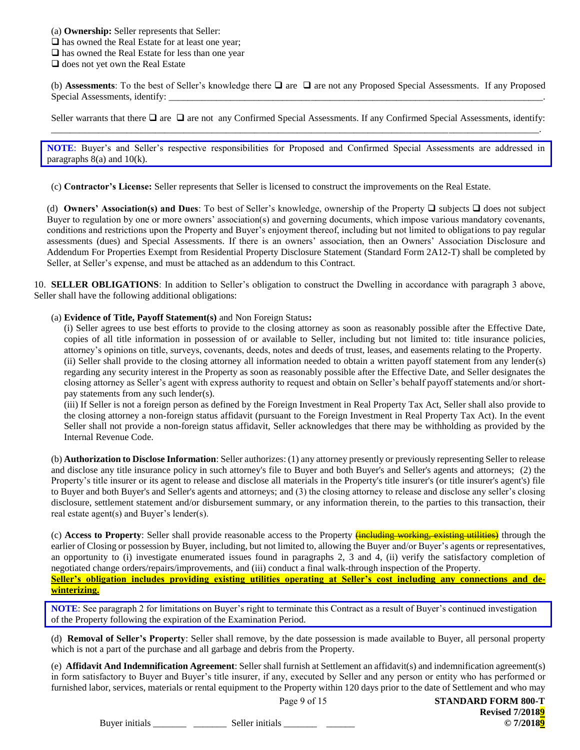(a) **Ownership:** Seller represents that Seller:
❑ has owned the Real Estate for at least one year;
❑ has owned the Real Estate for less than one year
❑ does not yet own the Real Estate

(b) **Assessments**: To the best of Seller's knowledge there ❑ are ❑ are not any Proposed Special Assessments. If any Proposed Special Assessments, identify: ________________________________________________________________________________.

Seller warrants that there ❑ are ❑ are not any Confirmed Special Assessments. If any Confirmed Special Assessments, identify: ________________________________________________________________________________________________.

> **NOTE**: Buyer's and Seller's respective responsibilities for Proposed and Confirmed Special Assessments are addressed in paragraphs 8(a) and 10(k).

(c) **Contractor's License:** Seller represents that Seller is licensed to construct the improvements on the Real Estate.

(d) **Owners' Association(s) and Dues**: To best of Seller's knowledge, ownership of the Property ❑ subjects ❑ does not subject Buyer to regulation by one or more owners' association(s) and governing documents, which impose various mandatory covenants, conditions and restrictions upon the Property and Buyer's enjoyment thereof, including but not limited to obligations to pay regular assessments (dues) and Special Assessments. If there is an owners' association, then an Owners' Association Disclosure and Addendum For Properties Exempt from Residential Property Disclosure Statement (Standard Form 2A12-T) shall be completed by Seller, at Seller's expense, and must be attached as an addendum to this Contract.

10. **SELLER OBLIGATIONS**: In addition to Seller's obligation to construct the Dwelling in accordance with paragraph 3 above, Seller shall have the following additional obligations:

(a) **Evidence of Title, Payoff Statement(s)** and Non Foreign Status**:**

(i) Seller agrees to use best efforts to provide to the closing attorney as soon as reasonably possible after the Effective Date, copies of all title information in possession of or available to Seller, including but not limited to: title insurance policies, attorney's opinions on title, surveys, covenants, deeds, notes and deeds of trust, leases, and easements relating to the Property.
(ii) Seller shall provide to the closing attorney all information needed to obtain a written payoff statement from any lender(s) regarding any security interest in the Property as soon as reasonably possible after the Effective Date, and Seller designates the closing attorney as Seller's agent with express authority to request and obtain on Seller's behalf payoff statements and/or short-pay statements from any such lender(s).
(iii) If Seller is not a foreign person as defined by the Foreign Investment in Real Property Tax Act, Seller shall also provide to the closing attorney a non-foreign status affidavit (pursuant to the Foreign Investment in Real Property Tax Act). In the event Seller shall not provide a non-foreign status affidavit, Seller acknowledges that there may be withholding as provided by the Internal Revenue Code.

(b) **Authorization to Disclose Information**: Seller authorizes: (1) any attorney presently or previously representing Seller to release and disclose any title insurance policy in such attorney's file to Buyer and both Buyer's and Seller's agents and attorneys; (2) the Property's title insurer or its agent to release and disclose all materials in the Property's title insurer's (or title insurer's agent's) file to Buyer and both Buyer's and Seller's agents and attorneys; and (3) the closing attorney to release and disclose any seller's closing disclosure, settlement statement and/or disbursement summary, or any information therein, to the parties to this transaction, their real estate agent(s) and Buyer's lender(s).

(c) **Access to Property**: Seller shall provide reasonable access to the Property ~~(including working, existing utilities)~~ through the earlier of Closing or possession by Buyer, including, but not limited to, allowing the Buyer and/or Buyer's agents or representatives, an opportunity to (i) investigate enumerated issues found in paragraphs 2, 3 and 4, (ii) verify the satisfactory completion of negotiated change orders/repairs/improvements, and (iii) conduct a final walk-through inspection of the Property.
**<u>Seller's obligation includes providing existing utilities operating at Seller's cost including any connections and de-winterizing.</u>**

> **NOTE**: See paragraph 2 for limitations on Buyer's right to terminate this Contract as a result of Buyer's continued investigation of the Property following the expiration of the Examination Period.

(d) **Removal of Seller's Property**: Seller shall remove, by the date possession is made available to Buyer, all personal property which is not a part of the purchase and all garbage and debris from the Property.

(e) **Affidavit And Indemnification Agreement**: Seller shall furnish at Settlement an affidavit(s) and indemnification agreement(s) in form satisfactory to Buyer and Buyer's title insurer, if any, executed by Seller and any person or entity who has performed or furnished labor, services, materials or rental equipment to the Property within 120 days prior to the date of Settlement and who may

Buyer initials _______ _______ Seller initials _______ ______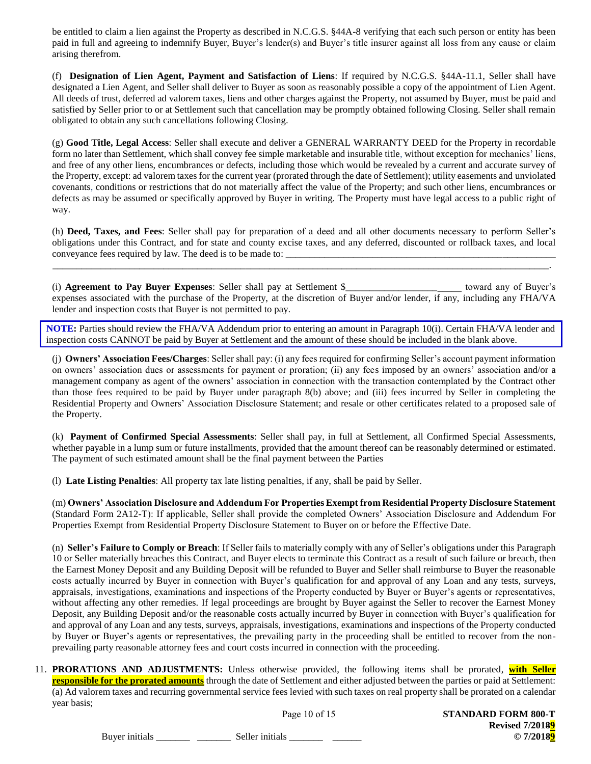be entitled to claim a lien against the Property as described in N.C.G.S. §44A-8 verifying that each such person or entity has been paid in full and agreeing to indemnify Buyer, Buyer's lender(s) and Buyer's title insurer against all loss from any cause or claim arising therefrom.

(f) **Designation of Lien Agent, Payment and Satisfaction of Liens**: If required by N.C.G.S. §44A-11.1, Seller shall have designated a Lien Agent, and Seller shall deliver to Buyer as soon as reasonably possible a copy of the appointment of Lien Agent. All deeds of trust, deferred ad valorem taxes, liens and other charges against the Property, not assumed by Buyer, must be paid and satisfied by Seller prior to or at Settlement such that cancellation may be promptly obtained following Closing. Seller shall remain obligated to obtain any such cancellations following Closing.

(g) **Good Title, Legal Access**: Seller shall execute and deliver a GENERAL WARRANTY DEED for the Property in recordable form no later than Settlement, which shall convey fee simple marketable and insurable title, without exception for mechanics' liens, and free of any other liens, encumbrances or defects, including those which would be revealed by a current and accurate survey of the Property, except: ad valorem taxes for the current year (prorated through the date of Settlement); utility easements and unviolated covenants, conditions or restrictions that do not materially affect the value of the Property; and such other liens, encumbrances or defects as may be assumed or specifically approved by Buyer in writing. The Property must have legal access to a public right of way.

(h) **Deed, Taxes, and Fees**: Seller shall pay for preparation of a deed and all other documents necessary to perform Seller's obligations under this Contract, and for state and county excise taxes, and any deferred, discounted or rollback taxes, and local conveyance fees required by law. The deed is to be made to: ____________________________________________________________
____________________________________________________________________________________________.

(i) **Agreement to Pay Buyer Expenses**: Seller shall pay at Settlement $________________________ toward any of Buyer's expenses associated with the purchase of the Property, at the discretion of Buyer and/or lender, if any, including any FHA/VA lender and inspection costs that Buyer is not permitted to pay.

> **NOTE:** Parties should review the FHA/VA Addendum prior to entering an amount in Paragraph 10(i). Certain FHA/VA lender and inspection costs CANNOT be paid by Buyer at Settlement and the amount of these should be included in the blank above.

(j) **Owners' Association Fees/Charges**: Seller shall pay: (i) any fees required for confirming Seller's account payment information on owners' association dues or assessments for payment or proration; (ii) any fees imposed by an owners' association and/or a management company as agent of the owners' association in connection with the transaction contemplated by the Contract other than those fees required to be paid by Buyer under paragraph 8(b) above; and (iii) fees incurred by Seller in completing the Residential Property and Owners' Association Disclosure Statement; and resale or other certificates related to a proposed sale of the Property.

(k) **Payment of Confirmed Special Assessments**: Seller shall pay, in full at Settlement, all Confirmed Special Assessments, whether payable in a lump sum or future installments, provided that the amount thereof can be reasonably determined or estimated. The payment of such estimated amount shall be the final payment between the Parties

(l) **Late Listing Penalties**: All property tax late listing penalties, if any, shall be paid by Seller.

(m) **Owners' Association Disclosure and Addendum For Properties Exempt from Residential Property Disclosure Statement** (Standard Form 2A12-T): If applicable, Seller shall provide the completed Owners' Association Disclosure and Addendum For Properties Exempt from Residential Property Disclosure Statement to Buyer on or before the Effective Date.

(n) **Seller's Failure to Comply or Breach**: If Seller fails to materially comply with any of Seller's obligations under this Paragraph 10 or Seller materially breaches this Contract, and Buyer elects to terminate this Contract as a result of such failure or breach, then the Earnest Money Deposit and any Building Deposit will be refunded to Buyer and Seller shall reimburse to Buyer the reasonable costs actually incurred by Buyer in connection with Buyer's qualification for and approval of any Loan and any tests, surveys, appraisals, investigations, examinations and inspections of the Property conducted by Buyer or Buyer's agents or representatives, without affecting any other remedies. If legal proceedings are brought by Buyer against the Seller to recover the Earnest Money Deposit, any Building Deposit and/or the reasonable costs actually incurred by Buyer in connection with Buyer's qualification for and approval of any Loan and any tests, surveys, appraisals, investigations, examinations and inspections of the Property conducted by Buyer or Buyer's agents or representatives, the prevailing party in the proceeding shall be entitled to recover from the non-prevailing party reasonable attorney fees and court costs incurred in connection with the proceeding.

11. **PRORATIONS AND ADJUSTMENTS:** Unless otherwise provided, the following items shall be prorated, **with Seller responsible for the prorated amounts** through the date of Settlement and either adjusted between the parties or paid at Settlement:
(a) Ad valorem taxes and recurring governmental service fees levied with such taxes on real property shall be prorated on a calendar year basis;

Buyer initials _______ _______ Seller initials _______ ______

**STANDARD FORM 800-T**
**Revised 7/20189**
**© 7/20189**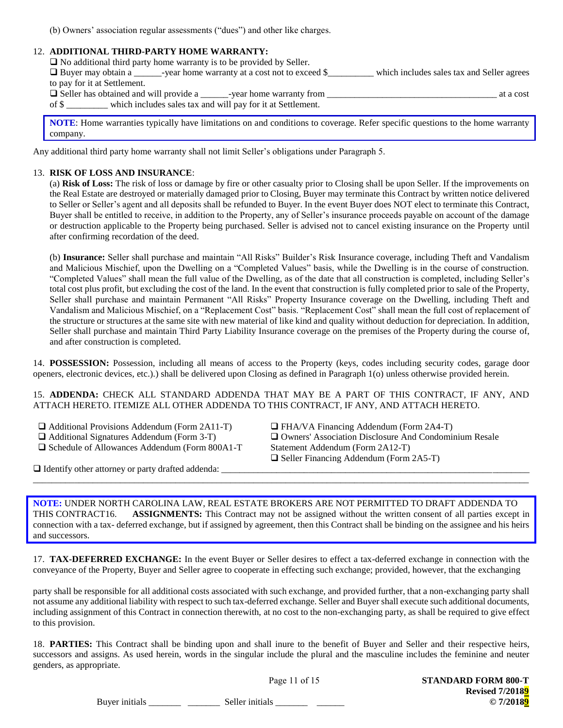(b) Owners' association regular assessments ("dues") and other like charges.

12. **ADDITIONAL THIRD-PARTY HOME WARRANTY:**

❑ No additional third party home warranty is to be provided by Seller.

❑ Buyer may obtain a ______-year home warranty at a cost not to exceed $__________ which includes sales tax and Seller agrees to pay for it at Settlement.

❑ Seller has obtained and will provide a ______-year home warranty from ______________________________________ at a cost of $ _________ which includes sales tax and will pay for it at Settlement.

> **NOTE**: Home warranties typically have limitations on and conditions to coverage. Refer specific questions to the home warranty company.

Any additional third party home warranty shall not limit Seller's obligations under Paragraph 5.

13. **RISK OF LOSS AND INSURANCE**:

(a) **Risk of Loss:** The risk of loss or damage by fire or other casualty prior to Closing shall be upon Seller. If the improvements on the Real Estate are destroyed or materially damaged prior to Closing, Buyer may terminate this Contract by written notice delivered to Seller or Seller's agent and all deposits shall be refunded to Buyer. In the event Buyer does NOT elect to terminate this Contract, Buyer shall be entitled to receive, in addition to the Property, any of Seller's insurance proceeds payable on account of the damage or destruction applicable to the Property being purchased. Seller is advised not to cancel existing insurance on the Property until after confirming recordation of the deed.

(b) **Insurance:** Seller shall purchase and maintain "All Risks" Builder's Risk Insurance coverage, including Theft and Vandalism and Malicious Mischief, upon the Dwelling on a "Completed Values" basis, while the Dwelling is in the course of construction. "Completed Values" shall mean the full value of the Dwelling, as of the date that all construction is completed, including Seller's total cost plus profit, but excluding the cost of the land. In the event that construction is fully completed prior to sale of the Property, Seller shall purchase and maintain Permanent "All Risks" Property Insurance coverage on the Dwelling, including Theft and Vandalism and Malicious Mischief, on a "Replacement Cost" basis. "Replacement Cost" shall mean the full cost of replacement of the structure or structures at the same site with new material of like kind and quality without deduction for depreciation. In addition, Seller shall purchase and maintain Third Party Liability Insurance coverage on the premises of the Property during the course of, and after construction is completed.

14. **POSSESSION:** Possession, including all means of access to the Property (keys, codes including security codes, garage door openers, electronic devices, etc.).) shall be delivered upon Closing as defined in Paragraph 1(o) unless otherwise provided herein.

15. **ADDENDA:** CHECK ALL STANDARD ADDENDA THAT MAY BE A PART OF THIS CONTRACT, IF ANY, AND ATTACH HERETO. ITEMIZE ALL OTHER ADDENDA TO THIS CONTRACT, IF ANY, AND ATTACH HERETO.

❑ Additional Provisions Addendum (Form 2A11-T)
❑ Additional Signatures Addendum (Form 3-T)
❑ Schedule of Allowances Addendum (Form 800A1-T
❑ FHA/VA Financing Addendum (Form 2A4-T)
❑ Owners' Association Disclosure And Condominium Resale Statement Addendum (Form 2A12-T)
❑ Seller Financing Addendum (Form 2A5-T)

❑ Identify other attorney or party drafted addenda: ______________________________________________________________
_______________________________________________________________________________________________________

> **NOTE:** UNDER NORTH CAROLINA LAW, REAL ESTATE BROKERS ARE NOT PERMITTED TO DRAFT ADDENDA TO THIS CONTRACT16. **ASSIGNMENTS:** This Contract may not be assigned without the written consent of all parties except in connection with a tax- deferred exchange, but if assigned by agreement, then this Contract shall be binding on the assignee and his heirs and successors.

17. **TAX-DEFERRED EXCHANGE:** In the event Buyer or Seller desires to effect a tax-deferred exchange in connection with the conveyance of the Property, Buyer and Seller agree to cooperate in effecting such exchange; provided, however, that the exchanging

party shall be responsible for all additional costs associated with such exchange, and provided further, that a non-exchanging party shall not assume any additional liability with respect to such tax-deferred exchange. Seller and Buyer shall execute such additional documents, including assignment of this Contract in connection therewith, at no cost to the non-exchanging party, as shall be required to give effect to this provision.

18. **PARTIES:** This Contract shall be binding upon and shall inure to the benefit of Buyer and Seller and their respective heirs, successors and assigns. As used herein, words in the singular include the plural and the masculine includes the feminine and neuter genders, as appropriate.

Buyer initials _______ _______ Seller initials _______ ______

**STANDARD FORM 800-T**
**Revised 7/20189**
**© 7/20189**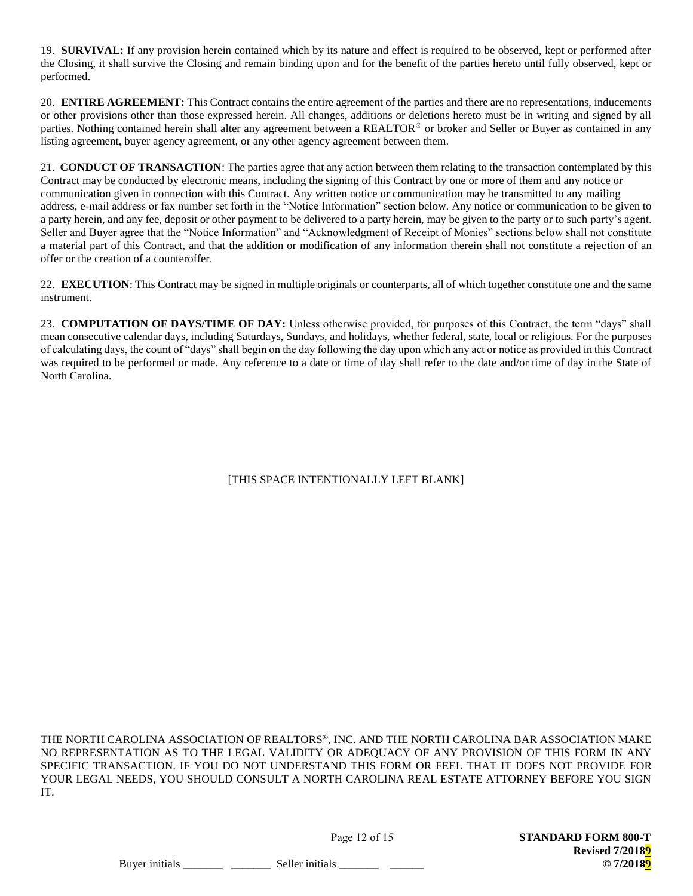19. **SURVIVAL:** If any provision herein contained which by its nature and effect is required to be observed, kept or performed after the Closing, it shall survive the Closing and remain binding upon and for the benefit of the parties hereto until fully observed, kept or performed.

20. **ENTIRE AGREEMENT:** This Contract contains the entire agreement of the parties and there are no representations, inducements or other provisions other than those expressed herein. All changes, additions or deletions hereto must be in writing and signed by all parties. Nothing contained herein shall alter any agreement between a REALTOR® or broker and Seller or Buyer as contained in any listing agreement, buyer agency agreement, or any other agency agreement between them.

21. **CONDUCT OF TRANSACTION**: The parties agree that any action between them relating to the transaction contemplated by this Contract may be conducted by electronic means, including the signing of this Contract by one or more of them and any notice or communication given in connection with this Contract. Any written notice or communication may be transmitted to any mailing address, e-mail address or fax number set forth in the "Notice Information" section below. Any notice or communication to be given to a party herein, and any fee, deposit or other payment to be delivered to a party herein, may be given to the party or to such party's agent. Seller and Buyer agree that the "Notice Information" and "Acknowledgment of Receipt of Monies" sections below shall not constitute a material part of this Contract, and that the addition or modification of any information therein shall not constitute a rejection of an offer or the creation of a counteroffer.

22. **EXECUTION**: This Contract may be signed in multiple originals or counterparts, all of which together constitute one and the same instrument.

23. **COMPUTATION OF DAYS/TIME OF DAY:** Unless otherwise provided, for purposes of this Contract, the term "days" shall mean consecutive calendar days, including Saturdays, Sundays, and holidays, whether federal, state, local or religious. For the purposes of calculating days, the count of "days" shall begin on the day following the day upon which any act or notice as provided in this Contract was required to be performed or made. Any reference to a date or time of day shall refer to the date and/or time of day in the State of North Carolina.

[THIS SPACE INTENTIONALLY LEFT BLANK]

THE NORTH CAROLINA ASSOCIATION OF REALTORS®, INC. AND THE NORTH CAROLINA BAR ASSOCIATION MAKE NO REPRESENTATION AS TO THE LEGAL VALIDITY OR ADEQUACY OF ANY PROVISION OF THIS FORM IN ANY SPECIFIC TRANSACTION. IF YOU DO NOT UNDERSTAND THIS FORM OR FEEL THAT IT DOES NOT PROVIDE FOR YOUR LEGAL NEEDS, YOU SHOULD CONSULT A NORTH CAROLINA REAL ESTATE ATTORNEY BEFORE YOU SIGN IT.

Buyer initials _______ _______ Seller initials _______ ______

**STANDARD FORM 800-T**
**Revised 7/2019**
**© 7/2019**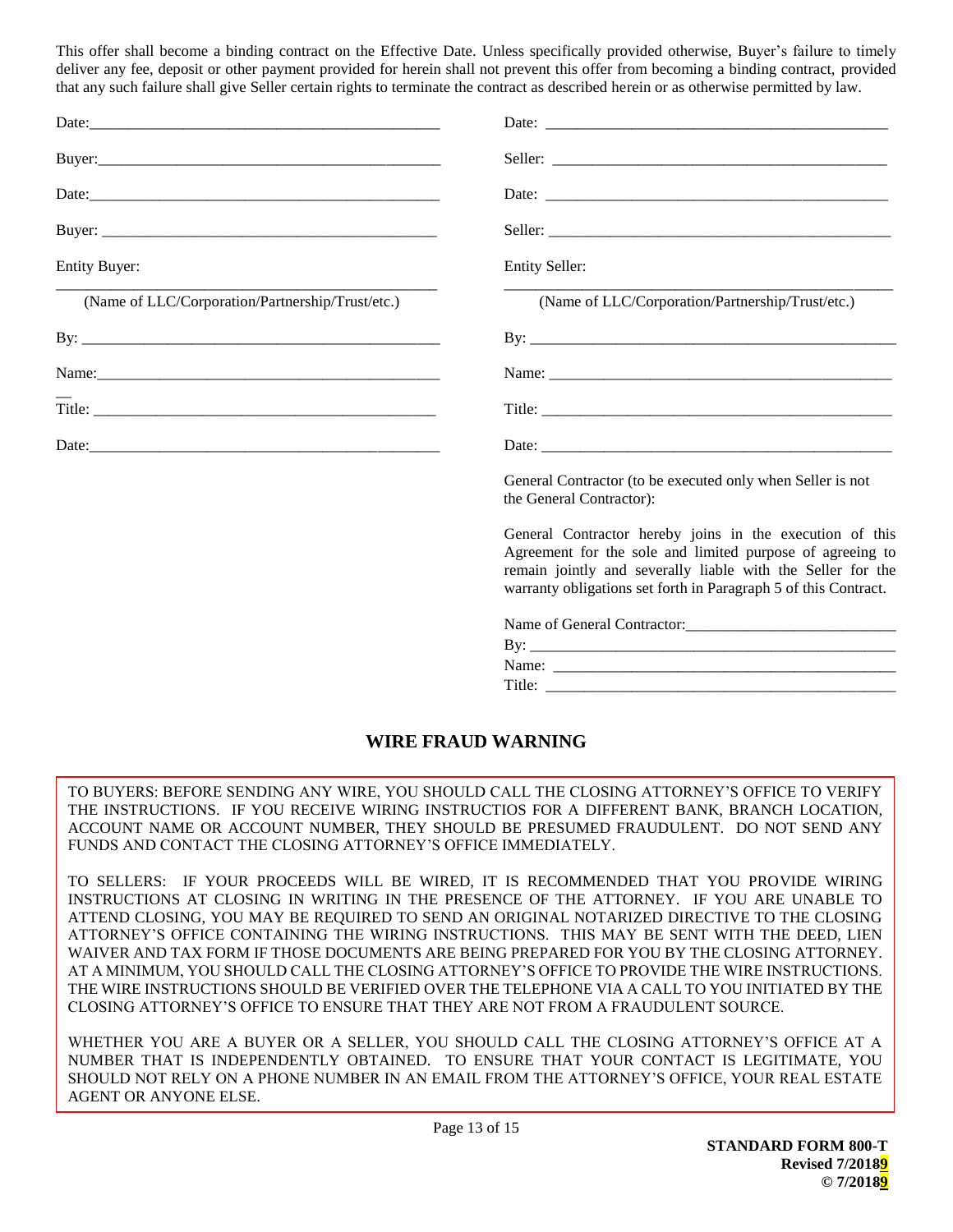This offer shall become a binding contract on the Effective Date. Unless specifically provided otherwise, Buyer's failure to timely deliver any fee, deposit or other payment provided for herein shall not prevent this offer from becoming a binding contract, provided that any such failure shall give Seller certain rights to terminate the contract as described herein or as otherwise permitted by law.

Date:_______________________________________________

Buyer:______________________________________________

Date:_______________________________________________

Buyer: _____________________________________________

Entity Buyer:

_____________________________________________________
(Name of LLC/Corporation/Partnership/Trust/etc.)

By: ________________________________________________

Name:_______________________________________________

Title: _______________________________________________

Date:_______________________________________________

Date: _______________________________________________

Seller: ______________________________________________

Date: _______________________________________________

Seller: ______________________________________________

Entity Seller:

_____________________________________________________
(Name of LLC/Corporation/Partnership/Trust/etc.)

By: _________________________________________________

Name: _______________________________________________

Title: ________________________________________________

Date: ________________________________________________

General Contractor (to be executed only when Seller is not the General Contractor):

General Contractor hereby joins in the execution of this Agreement for the sole and limited purpose of agreeing to remain jointly and severally liable with the Seller for the warranty obligations set forth in Paragraph 5 of this Contract.

Name of General Contractor:___________________________

By: _________________________________________________

Name: _______________________________________________

Title: ________________________________________________

## WIRE FRAUD WARNING

TO BUYERS: BEFORE SENDING ANY WIRE, YOU SHOULD CALL THE CLOSING ATTORNEY'S OFFICE TO VERIFY THE INSTRUCTIONS. IF YOU RECEIVE WIRING INSTRUCTIOS FOR A DIFFERENT BANK, BRANCH LOCATION, ACCOUNT NAME OR ACCOUNT NUMBER, THEY SHOULD BE PRESUMED FRAUDULENT. DO NOT SEND ANY FUNDS AND CONTACT THE CLOSING ATTORNEY'S OFFICE IMMEDIATELY.

TO SELLERS: IF YOUR PROCEEDS WILL BE WIRED, IT IS RECOMMENDED THAT YOU PROVIDE WIRING INSTRUCTIONS AT CLOSING IN WRITING IN THE PRESENCE OF THE ATTORNEY. IF YOU ARE UNABLE TO ATTEND CLOSING, YOU MAY BE REQUIRED TO SEND AN ORIGINAL NOTARIZED DIRECTIVE TO THE CLOSING ATTORNEY'S OFFICE CONTAINING THE WIRING INSTRUCTIONS. THIS MAY BE SENT WITH THE DEED, LIEN WAIVER AND TAX FORM IF THOSE DOCUMENTS ARE BEING PREPARED FOR YOU BY THE CLOSING ATTORNEY. AT A MINIMUM, YOU SHOULD CALL THE CLOSING ATTORNEY'S OFFICE TO PROVIDE THE WIRE INSTRUCTIONS. THE WIRE INSTRUCTIONS SHOULD BE VERIFIED OVER THE TELEPHONE VIA A CALL TO YOU INITIATED BY THE CLOSING ATTORNEY'S OFFICE TO ENSURE THAT THEY ARE NOT FROM A FRAUDULENT SOURCE.

WHETHER YOU ARE A BUYER OR A SELLER, YOU SHOULD CALL THE CLOSING ATTORNEY'S OFFICE AT A NUMBER THAT IS INDEPENDENTLY OBTAINED. TO ENSURE THAT YOUR CONTACT IS LEGITIMATE, YOU SHOULD NOT RELY ON A PHONE NUMBER IN AN EMAIL FROM THE ATTORNEY'S OFFICE, YOUR REAL ESTATE AGENT OR ANYONE ELSE.

**STANDARD FORM 800-T**
**Revised 7/20189**
**© 7/20189**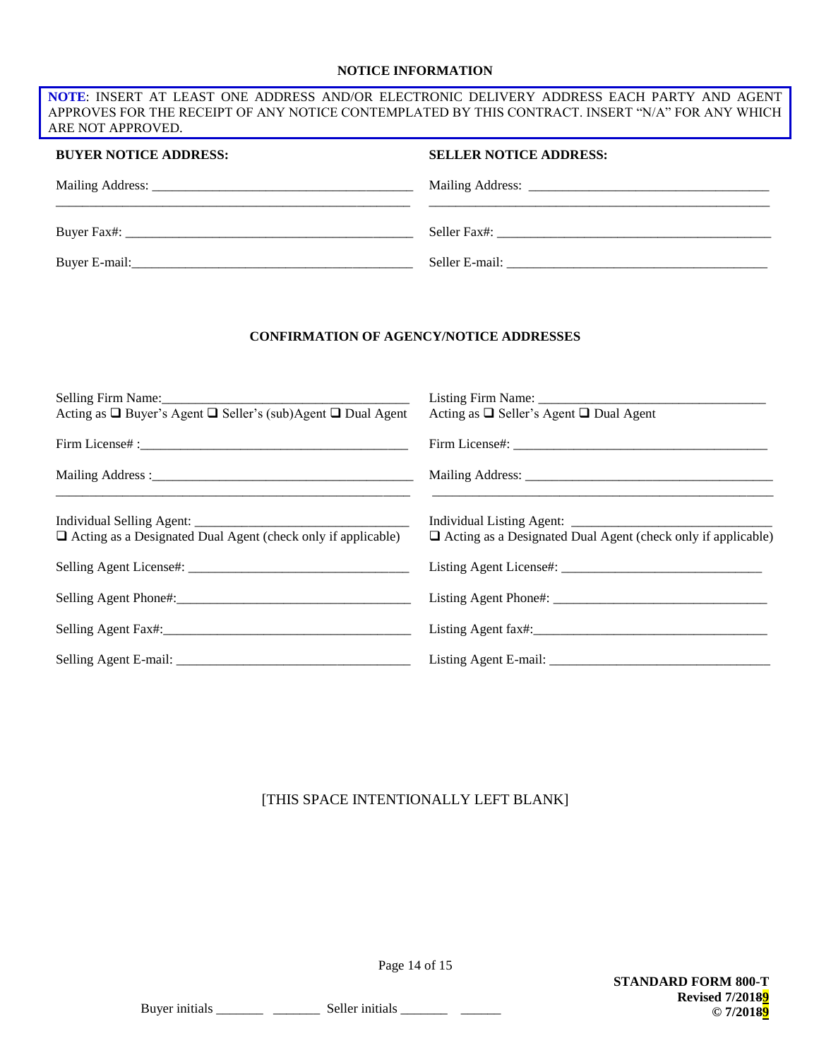**NOTICE INFORMATION**

**NOTE**: INSERT AT LEAST ONE ADDRESS AND/OR ELECTRONIC DELIVERY ADDRESS EACH PARTY AND AGENT APPROVES FOR THE RECEIPT OF ANY NOTICE CONTEMPLATED BY THIS CONTRACT. INSERT "N/A" FOR ANY WHICH ARE NOT APPROVED.

| **BUYER NOTICE ADDRESS:** | **SELLER NOTICE ADDRESS:** |
|---|---|
| Mailing Address: ______________________________________ | Mailing Address: ___________________________________ |
| _____________________________________________________ | ____________________________________________________ |
| Buyer Fax#: ___________________________________________ | Seller Fax#: ________________________________________ |
| Buyer E-mail:__________________________________________ | Seller E-mail: ______________________________________ |

**CONFIRMATION OF AGENCY/NOTICE ADDRESSES**

| | |
|---|---|
| Selling Firm Name:_____________________________________<br>Acting as ❑ Buyer's Agent ❑ Seller's (sub)Agent ❑ Dual Agent | Listing Firm Name: __________________________________<br>Acting as ❑ Seller's Agent ❑ Dual Agent |
| Firm License# :_________________________________________ | Firm License#: ______________________________________ |
| Mailing Address :_______________________________________<br>_____________________________________________________ | Mailing Address: ____________________________________<br>____________________________________________________ |
| Individual Selling Agent: _________________________________<br>❑ Acting as a Designated Dual Agent (check only if applicable) | Individual Listing Agent: ______________________________<br>❑ Acting as a Designated Dual Agent (check only if applicable) |
| Selling Agent License#: ___________________________________ | Listing Agent License#: ______________________________ |
| Selling Agent Phone#:_____________________________________ | Listing Agent Phone#: _______________________________ |
| Selling Agent Fax#:_______________________________________ | Listing Agent fax#:___________________________________ |
| Selling Agent E-mail: _____________________________________ | Listing Agent E-mail: _________________________________ |

[THIS SPACE INTENTIONALLY LEFT BLANK]

Buyer initials _______ _______ Seller initials _______ ______

**STANDARD FORM 800-T**
**Revised 7/20189**
**© 7/20189**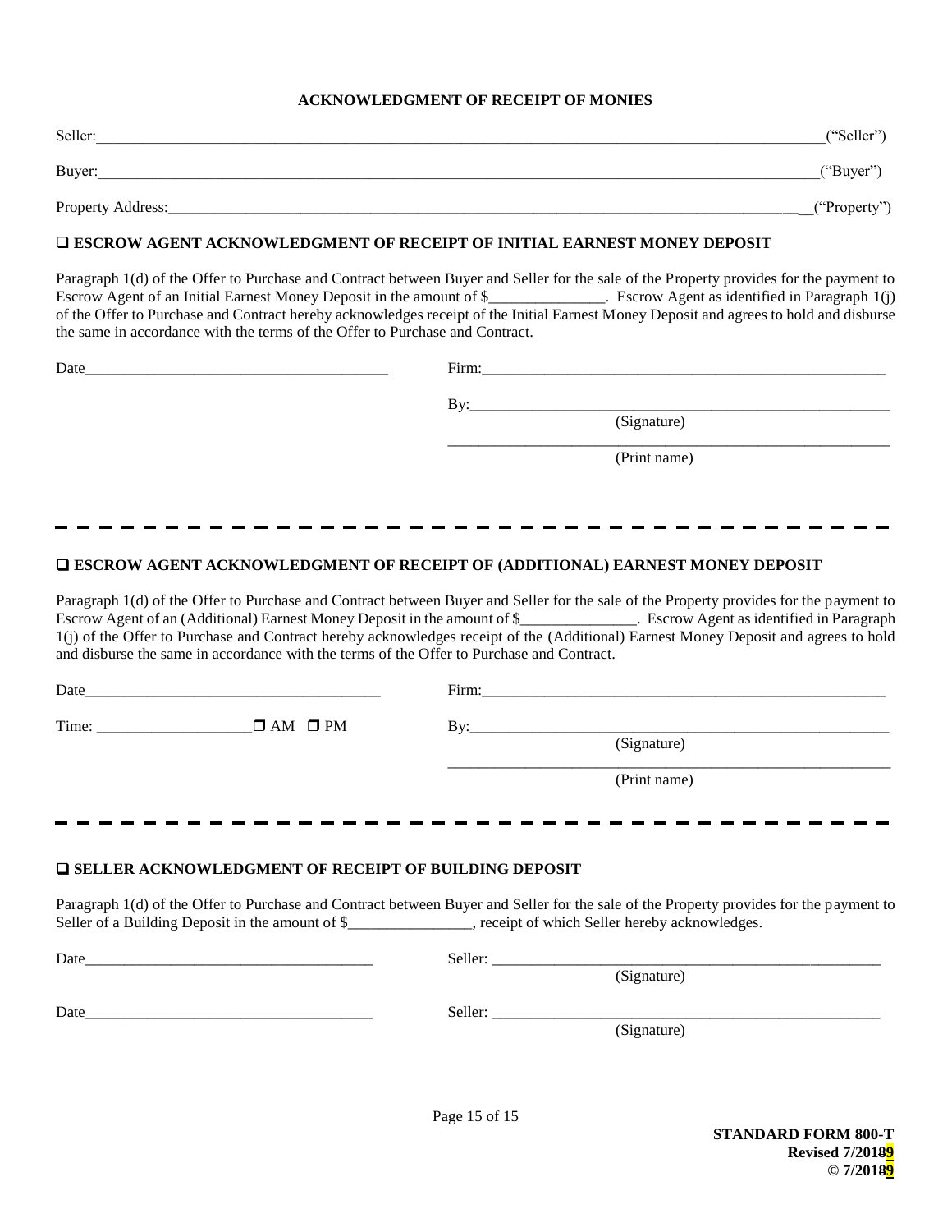**ACKNOWLEDGMENT OF RECEIPT OF MONIES**

Seller:_______________________________________________________________________________________("Seller")

Buyer:________________________________________________________________________________________("Buyer")

Property Address:___________________________________________________________________________("Property")

**❑ ESCROW AGENT ACKNOWLEDGMENT OF RECEIPT OF INITIAL EARNEST MONEY DEPOSIT**

Paragraph 1(d) of the Offer to Purchase and Contract between Buyer and Seller for the sale of the Property provides for the payment to Escrow Agent of an Initial Earnest Money Deposit in the amount of $_______________. Escrow Agent as identified in Paragraph 1(j) of the Offer to Purchase and Contract hereby acknowledges receipt of the Initial Earnest Money Deposit and agrees to hold and disburse the same in accordance with the terms of the Offer to Purchase and Contract.

Date_______________________________________ Firm:_______________________________________________________

By:_________________________________________________________
(Signature)

_____________________________________________________________
(Print name)

---

**❑ ESCROW AGENT ACKNOWLEDGMENT OF RECEIPT OF (ADDITIONAL) EARNEST MONEY DEPOSIT**

Paragraph 1(d) of the Offer to Purchase and Contract between Buyer and Seller for the sale of the Property provides for the payment to Escrow Agent of an (Additional) Earnest Money Deposit in the amount of $_______________. Escrow Agent as identified in Paragraph 1(j) of the Offer to Purchase and Contract hereby acknowledges receipt of the (Additional) Earnest Money Deposit and agrees to hold and disburse the same in accordance with the terms of the Offer to Purchase and Contract.

Date_______________________________________ Firm:_______________________________________________________

Time: ____________________ ❑ AM ❑ PM By:_________________________________________________________
(Signature)

_____________________________________________________________
(Print name)

---

**❑ SELLER ACKNOWLEDGMENT OF RECEIPT OF BUILDING DEPOSIT**

Paragraph 1(d) of the Offer to Purchase and Contract between Buyer and Seller for the sale of the Property provides for the payment to Seller of a Building Deposit in the amount of $________________, receipt of which Seller hereby acknowledges.

Date______________________________________ Seller: ____________________________________________________
(Signature)

Date______________________________________ Seller: ____________________________________________________
(Signature)

**STANDARD FORM 800-T**
**Revised 7/20189**
**© 7/20189**